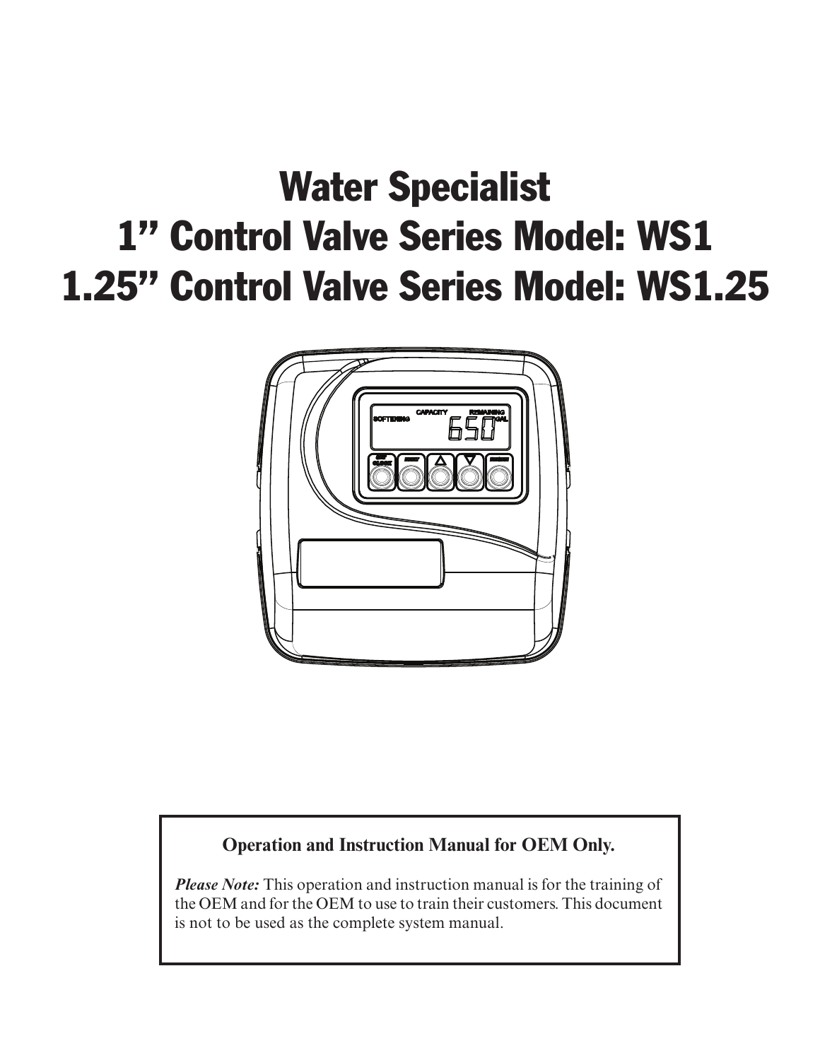# Water Specialist
# 1” Control Valve Series Model: WS1
# 1.25” Control Valve Series Model: WS1.25

**Operation and Instruction Manual for OEM Only.**

***Please Note:*** This operation and instruction manual is for the training of the OEM and for the OEM to use to train their customers. This document is not to be used as the complete system manual.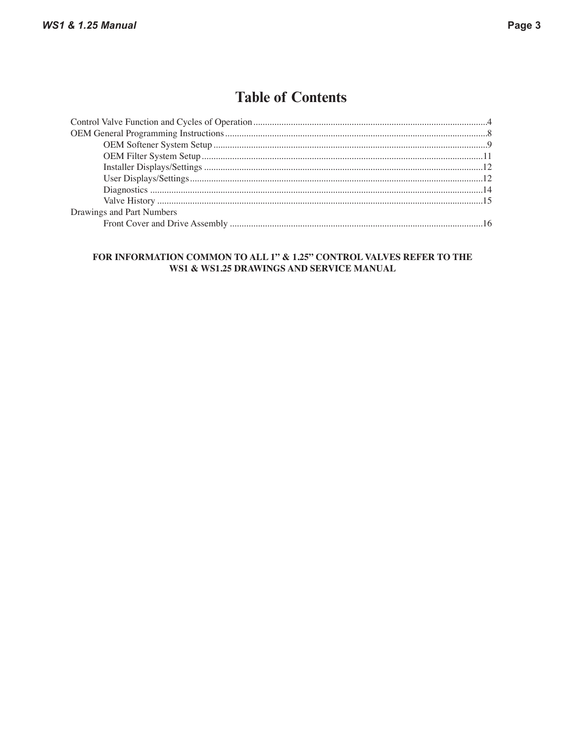# Table of Contents

Control Valve Function and Cycles of Operation ..........4
OEM General Programming Instructions ..........8
- OEM Softener System Setup ..........9
- OEM Filter System Setup ..........11
- Installer Displays/Settings ..........12
- User Displays/Settings ..........12
- Diagnostics ..........14
- Valve History ..........15

Drawings and Part Numbers
- Front Cover and Drive Assembly ..........16

**FOR INFORMATION COMMON TO ALL 1" & 1.25" CONTROL VALVES REFER TO THE WS1 & WS1.25 DRAWINGS AND SERVICE MANUAL**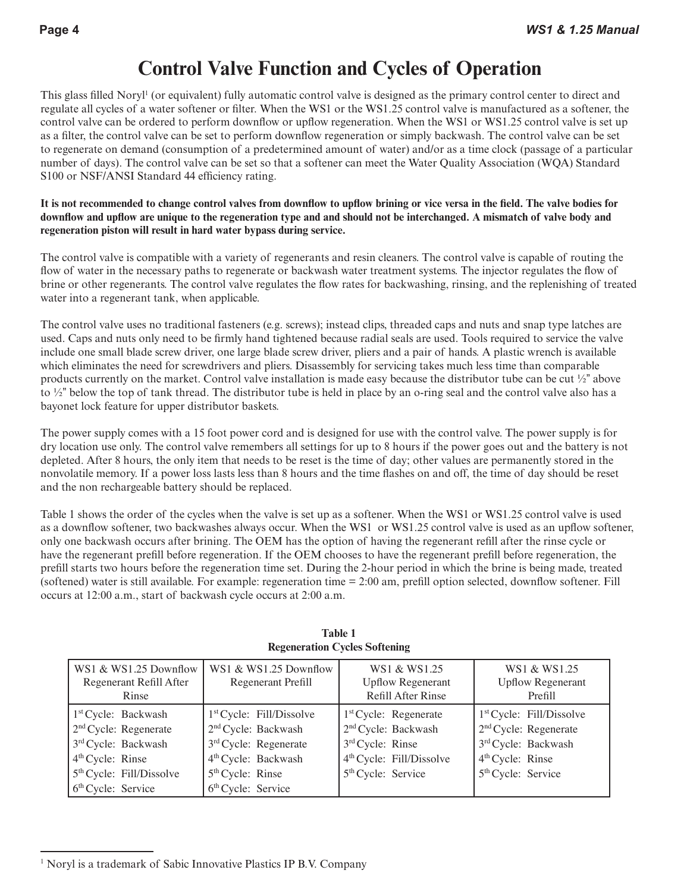# Control Valve Function and Cycles of Operation

This glass filled Noryl[1] (or equivalent) fully automatic control valve is designed as the primary control center to direct and regulate all cycles of a water softener or filter. When the WS1 or the WS1.25 control valve is manufactured as a softener, the control valve can be ordered to perform downflow or upflow regeneration. When the WS1 or WS1.25 control valve is set up as a filter, the control valve can be set to perform downflow regeneration or simply backwash. The control valve can be set to regenerate on demand (consumption of a predetermined amount of water) and/or as a time clock (passage of a particular number of days). The control valve can be set so that a softener can meet the Water Quality Association (WQA) Standard S100 or NSF/ANSI Standard 44 efficiency rating.

**It is not recommended to change control valves from downflow to upflow brining or vice versa in the field. The valve bodies for downflow and upflow are unique to the regeneration type and and should not be interchanged. A mismatch of valve body and regeneration piston will result in hard water bypass during service.**

The control valve is compatible with a variety of regenerants and resin cleaners. The control valve is capable of routing the flow of water in the necessary paths to regenerate or backwash water treatment systems. The injector regulates the flow of brine or other regenerants. The control valve regulates the flow rates for backwashing, rinsing, and the replenishing of treated water into a regenerant tank, when applicable.

The control valve uses no traditional fasteners (e.g. screws); instead clips, threaded caps and nuts and snap type latches are used. Caps and nuts only need to be firmly hand tightened because radial seals are used. Tools required to service the valve include one small blade screw driver, one large blade screw driver, pliers and a pair of hands. A plastic wrench is available which eliminates the need for screwdrivers and pliers. Disassembly for servicing takes much less time than comparable products currently on the market. Control valve installation is made easy because the distributor tube can be cut ½" above to ½" below the top of tank thread. The distributor tube is held in place by an o-ring seal and the control valve also has a bayonet lock feature for upper distributor baskets.

The power supply comes with a 15 foot power cord and is designed for use with the control valve. The power supply is for dry location use only. The control valve remembers all settings for up to 8 hours if the power goes out and the battery is not depleted. After 8 hours, the only item that needs to be reset is the time of day; other values are permanently stored in the nonvolatile memory. If a power loss lasts less than 8 hours and the time flashes on and off, the time of day should be reset and the non rechargeable battery should be replaced.

Table 1 shows the order of the cycles when the valve is set up as a softener. When the WS1 or WS1.25 control valve is used as a downflow softener, two backwashes always occur. When the WS1 or WS1.25 control valve is used as an upflow softener, only one backwash occurs after brining. The OEM has the option of having the regenerant refill after the rinse cycle or have the regenerant prefill before regeneration. If the OEM chooses to have the regenerant prefill before regeneration, the prefill starts two hours before the regeneration time set. During the 2-hour period in which the brine is being made, treated (softened) water is still available. For example: regeneration time = 2:00 am, prefill option selected, downflow softener. Fill occurs at 12:00 a.m., start of backwash cycle occurs at 2:00 a.m.

**Table 1**
**Regeneration Cycles Softening**

| WS1 & WS1.25 Downflow Regenerant Refill After Rinse | WS1 & WS1.25 Downflow Regenerant Prefill | WS1 & WS1.25 Upflow Regenerant Refill After Rinse | WS1 & WS1.25 Upflow Regenerant Prefill |
|---|---|---|---|
| 1st Cycle: Backwash | 1st Cycle: Fill/Dissolve | 1st Cycle: Regenerate | 1st Cycle: Fill/Dissolve |
| 2nd Cycle: Regenerate | 2nd Cycle: Backwash | 2nd Cycle: Backwash | 2nd Cycle: Regenerate |
| 3rd Cycle: Backwash | 3rd Cycle: Regenerate | 3rd Cycle: Rinse | 3rd Cycle: Backwash |
| 4th Cycle: Rinse | 4th Cycle: Backwash | 4th Cycle: Fill/Dissolve | 4th Cycle: Rinse |
| 5th Cycle: Fill/Dissolve | 5th Cycle: Rinse | 5th Cycle: Service | 5th Cycle: Service |
| 6th Cycle: Service | 6th Cycle: Service | | |

[1] Noryl is a trademark of Sabic Innovative Plastics IP B.V. Company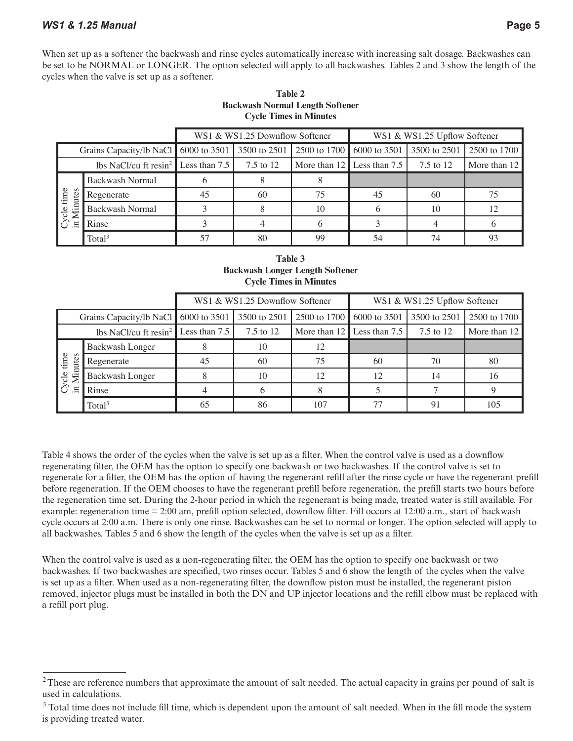When set up as a softener the backwash and rinse cycles automatically increase with increasing salt dosage. Backwashes can be set to be NORMAL or LONGER. The option selected will apply to all backwashes. Tables 2 and 3 show the length of the cycles when the valve is set up as a softener.

**Table 2**
**Backwash Normal Length Softener**
**Cycle Times in Minutes**

| | | WS1 & WS1.25 Downflow Softener | | | WS1 & WS1.25 Upflow Softener | | |
|---|---|---|---|---|---|---|---|
| Grains Capacity/lb NaCl | | 6000 to 3501 | 3500 to 2501 | 2500 to 1700 | 6000 to 3501 | 3500 to 2501 | 2500 to 1700 |
| lbs NaCl/cu ft resin[2] | | Less than 7.5 | 7.5 to 12 | More than 12 | Less than 7.5 | 7.5 to 12 | More than 12 |
| Cycle time in Minutes | Backwash Normal | 6 | 8 | 8 | | | |
| | Regenerate | 45 | 60 | 75 | 45 | 60 | 75 |
| | Backwash Normal | 3 | 8 | 10 | 6 | 10 | 12 |
| | Rinse | 3 | 4 | 6 | 3 | 4 | 6 |
| | Total[3] | 57 | 80 | 99 | 54 | 74 | 93 |

**Table 3**
**Backwash Longer Length Softener**
**Cycle Times in Minutes**

| | | WS1 & WS1.25 Downflow Softener | | | WS1 & WS1.25 Upflow Softener | | |
|---|---|---|---|---|---|---|---|
| Grains Capacity/lb NaCl | | 6000 to 3501 | 3500 to 2501 | 2500 to 1700 | 6000 to 3501 | 3500 to 2501 | 2500 to 1700 |
| lbs NaCl/cu ft resin[2] | | Less than 7.5 | 7.5 to 12 | More than 12 | Less than 7.5 | 7.5 to 12 | More than 12 |
| Cycle time in Minutes | Backwash Longer | 8 | 10 | 12 | | | |
| | Regenerate | 45 | 60 | 75 | 60 | 70 | 80 |
| | Backwash Longer | 8 | 10 | 12 | 12 | 14 | 16 |
| | Rinse | 4 | 6 | 8 | 5 | 7 | 9 |
| | Total[3] | 65 | 86 | 107 | 77 | 91 | 105 |

Table 4 shows the order of the cycles when the valve is set up as a filter. When the control valve is used as a downflow regenerating filter, the OEM has the option to specify one backwash or two backwashes. If the control valve is set to regenerate for a filter, the OEM has the option of having the regenerant refill after the rinse cycle or have the regenerant prefill before regeneration. If the OEM chooses to have the regenerant prefill before regeneration, the prefill starts two hours before the regeneration time set. During the 2-hour period in which the regenerant is being made, treated water is still available. For example: regeneration time = 2:00 am, prefill option selected, downflow filter. Fill occurs at 12:00 a.m., start of backwash cycle occurs at 2:00 a.m. There is only one rinse. Backwashes can be set to normal or longer. The option selected will apply to all backwashes. Tables 5 and 6 show the length of the cycles when the valve is set up as a filter.

When the control valve is used as a non-regenerating filter, the OEM has the option to specify one backwash or two backwashes. If two backwashes are specified, two rinses occur. Tables 5 and 6 show the length of the cycles when the valve is set up as a filter. When used as a non-regenerating filter, the downflow piston must be installed, the regenerant piston removed, injector plugs must be installed in both the DN and UP injector locations and the refill elbow must be replaced with a refill port plug.

---

[2] These are reference numbers that approximate the amount of salt needed. The actual capacity in grains per pound of salt is used in calculations.

[3] Total time does not include fill time, which is dependent upon the amount of salt needed. When in the fill mode the system is providing treated water.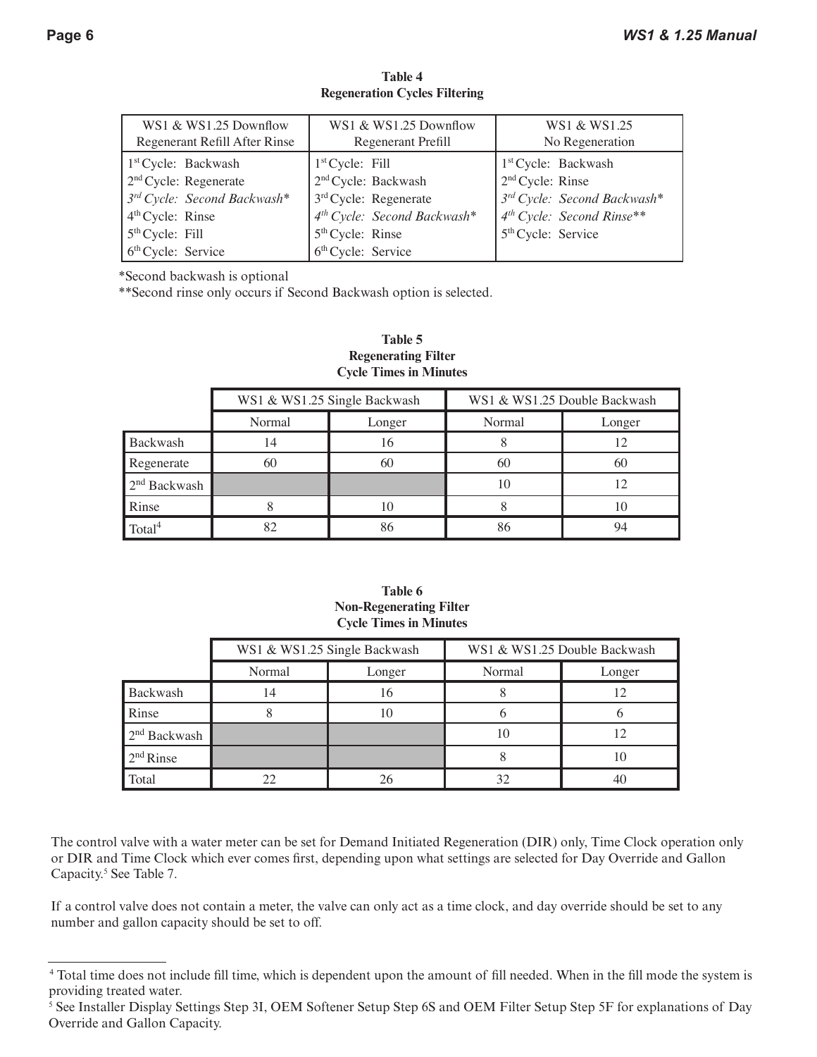**Table 4**
**Regeneration Cycles Filtering**

| WS1 & WS1.25 Downflow Regenerant Refill After Rinse | WS1 & WS1.25 Downflow Regenerant Prefill | WS1 & WS1.25 No Regeneration |
|---|---|---|
| 1st Cycle: Backwash | 1st Cycle: Fill | 1st Cycle: Backwash |
| 2nd Cycle: Regenerate | 2nd Cycle: Backwash | 2nd Cycle: Rinse |
| *3rd Cycle: Second Backwash** | 3rd Cycle: Regenerate | *3rd Cycle: Second Backwash** |
| 4th Cycle: Rinse | *4th Cycle: Second Backwash** | *4th Cycle: Second Rinse*** |
| 5th Cycle: Fill | 5th Cycle: Rinse | 5th Cycle: Service |
| 6th Cycle: Service | 6th Cycle: Service | |

*Second backwash is optional

**Second rinse only occurs if Second Backwash option is selected.

**Table 5**
**Regenerating Filter**
**Cycle Times in Minutes**

| | WS1 & WS1.25 Single Backwash | | WS1 & WS1.25 Double Backwash | |
|---|---|---|---|---|
| | Normal | Longer | Normal | Longer |
| Backwash | 14 | 16 | 8 | 12 |
| Regenerate | 60 | 60 | 60 | 60 |
| 2nd Backwash | | | 10 | 12 |
| Rinse | 8 | 10 | 8 | 10 |
| Total[4] | 82 | 86 | 86 | 94 |

**Table 6**
**Non-Regenerating Filter**
**Cycle Times in Minutes**

| | WS1 & WS1.25 Single Backwash | | WS1 & WS1.25 Double Backwash | |
|---|---|---|---|---|
| | Normal | Longer | Normal | Longer |
| Backwash | 14 | 16 | 8 | 12 |
| Rinse | 8 | 10 | 6 | 6 |
| 2nd Backwash | | | 10 | 12 |
| 2nd Rinse | | | 8 | 10 |
| Total | 22 | 26 | 32 | 40 |

The control valve with a water meter can be set for Demand Initiated Regeneration (DIR) only, Time Clock operation only or DIR and Time Clock which ever comes first, depending upon what settings are selected for Day Override and Gallon Capacity.[5] See Table 7.

If a control valve does not contain a meter, the valve can only act as a time clock, and day override should be set to any number and gallon capacity should be set to off.

---

[4] Total time does not include fill time, which is dependent upon the amount of fill needed. When in the fill mode the system is providing treated water.

[5] See Installer Display Settings Step 3I, OEM Softener Setup Step 6S and OEM Filter Setup Step 5F for explanations of Day Override and Gallon Capacity.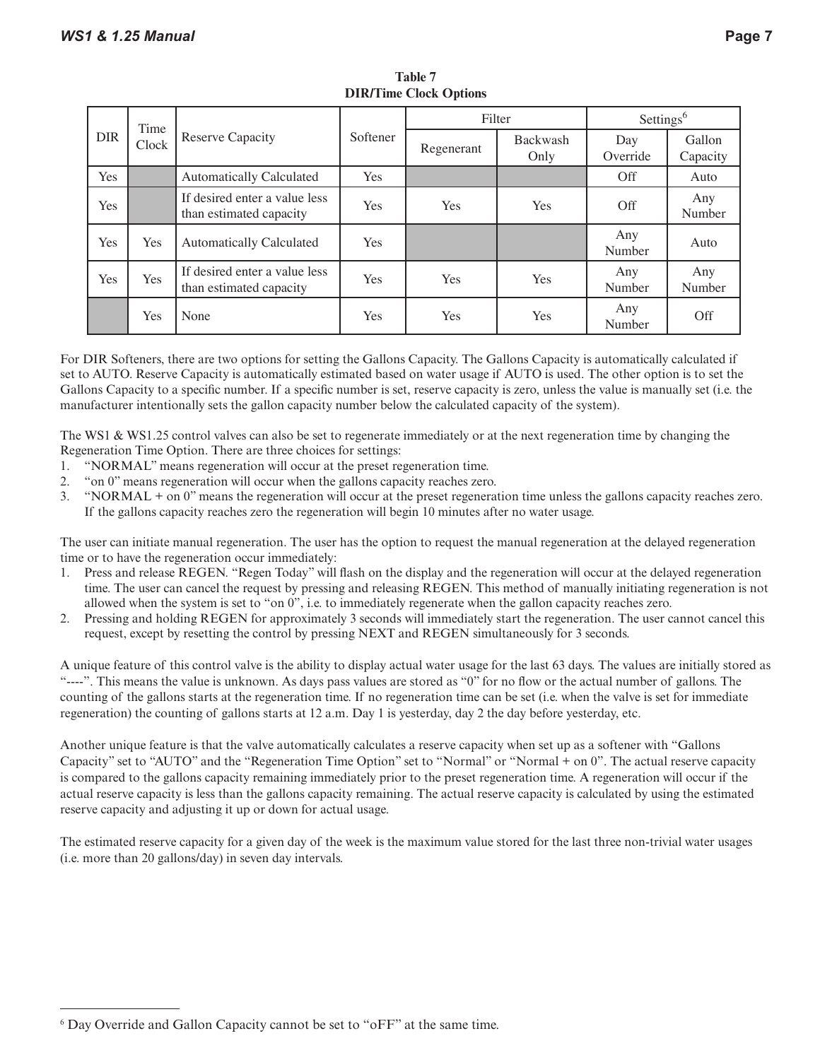**Table 7**
**DIR/Time Clock Options**

| DIR | Time Clock | Reserve Capacity | Softener | Filter | | Settings[6] | |
|---|---|---|---|---|---|---|---|
| | | | | Regenerant | Backwash Only | Day Override | Gallon Capacity |
| Yes | | Automatically Calculated | Yes | | | Off | Auto |
| Yes | | If desired enter a value less than estimated capacity | Yes | Yes | Yes | Off | Any Number |
| Yes | Yes | Automatically Calculated | Yes | | | Any Number | Auto |
| Yes | Yes | If desired enter a value less than estimated capacity | Yes | Yes | Yes | Any Number | Any Number |
| | Yes | None | Yes | Yes | Yes | Any Number | Off |

For DIR Softeners, there are two options for setting the Gallons Capacity. The Gallons Capacity is automatically calculated if set to AUTO. Reserve Capacity is automatically estimated based on water usage if AUTO is used. The other option is to set the Gallons Capacity to a specific number. If a specific number is set, reserve capacity is zero, unless the value is manually set (i.e. the manufacturer intentionally sets the gallon capacity number below the calculated capacity of the system).

The WS1 & WS1.25 control valves can also be set to regenerate immediately or at the next regeneration time by changing the Regeneration Time Option. There are three choices for settings:

1. "NORMAL" means regeneration will occur at the preset regeneration time.
2. "on 0" means regeneration will occur when the gallons capacity reaches zero.
3. "NORMAL + on 0" means the regeneration will occur at the preset regeneration time unless the gallons capacity reaches zero. If the gallons capacity reaches zero the regeneration will begin 10 minutes after no water usage.

The user can initiate manual regeneration. The user has the option to request the manual regeneration at the delayed regeneration time or to have the regeneration occur immediately:

1. Press and release REGEN. "Regen Today" will flash on the display and the regeneration will occur at the delayed regeneration time. The user can cancel the request by pressing and releasing REGEN. This method of manually initiating regeneration is not allowed when the system is set to "on 0", i.e. to immediately regenerate when the gallon capacity reaches zero.
2. Pressing and holding REGEN for approximately 3 seconds will immediately start the regeneration. The user cannot cancel this request, except by resetting the control by pressing NEXT and REGEN simultaneously for 3 seconds.

A unique feature of this control valve is the ability to display actual water usage for the last 63 days. The values are initially stored as "----". This means the value is unknown. As days pass values are stored as "0" for no flow or the actual number of gallons. The counting of the gallons starts at the regeneration time. If no regeneration time can be set (i.e. when the valve is set for immediate regeneration) the counting of gallons starts at 12 a.m. Day 1 is yesterday, day 2 the day before yesterday, etc.

Another unique feature is that the valve automatically calculates a reserve capacity when set up as a softener with "Gallons Capacity" set to "AUTO" and the "Regeneration Time Option" set to "Normal" or "Normal + on 0". The actual reserve capacity is compared to the gallons capacity remaining immediately prior to the preset regeneration time. A regeneration will occur if the actual reserve capacity is less than the gallons capacity remaining. The actual reserve capacity is calculated by using the estimated reserve capacity and adjusting it up or down for actual usage.

The estimated reserve capacity for a given day of the week is the maximum value stored for the last three non-trivial water usages (i.e. more than 20 gallons/day) in seven day intervals.

[6] Day Override and Gallon Capacity cannot be set to "oFF" at the same time.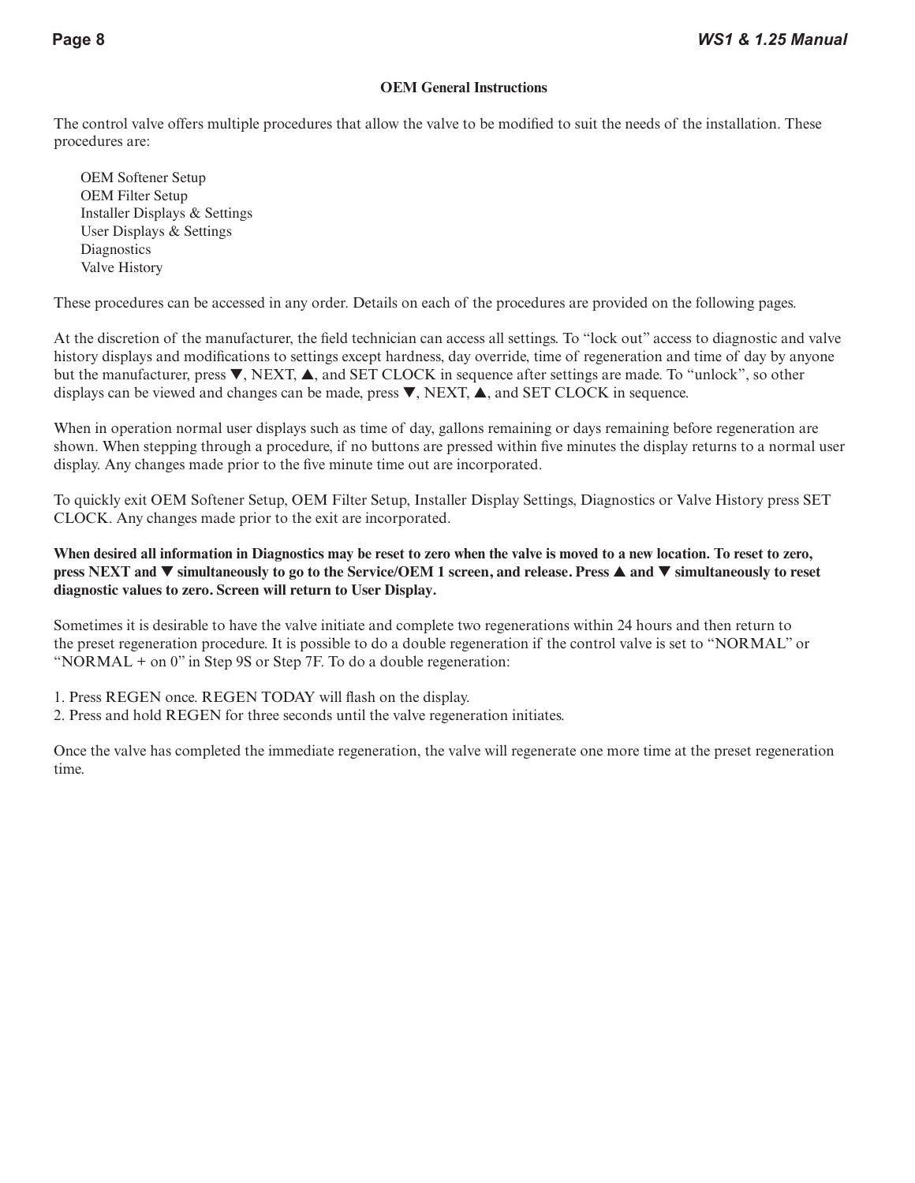## OEM General Instructions

The control valve offers multiple procedures that allow the valve to be modified to suit the needs of the installation. These procedures are:

- OEM Softener Setup
- OEM Filter Setup
- Installer Displays & Settings
- User Displays & Settings
- Diagnostics
- Valve History

These procedures can be accessed in any order. Details on each of the procedures are provided on the following pages.

At the discretion of the manufacturer, the field technician can access all settings. To “lock out” access to diagnostic and valve history displays and modifications to settings except hardness, day override, time of regeneration and time of day by anyone but the manufacturer, press ▼, NEXT, ▲, and SET CLOCK in sequence after settings are made. To “unlock”, so other displays can be viewed and changes can be made, press ▼, NEXT, ▲, and SET CLOCK in sequence.

When in operation normal user displays such as time of day, gallons remaining or days remaining before regeneration are shown. When stepping through a procedure, if no buttons are pressed within five minutes the display returns to a normal user display. Any changes made prior to the five minute time out are incorporated.

To quickly exit OEM Softener Setup, OEM Filter Setup, Installer Display Settings, Diagnostics or Valve History press SET CLOCK. Any changes made prior to the exit are incorporated.

**When desired all information in Diagnostics may be reset to zero when the valve is moved to a new location. To reset to zero, press NEXT and ▼ simultaneously to go to the Service/OEM 1 screen, and release. Press ▲ and ▼ simultaneously to reset diagnostic values to zero. Screen will return to User Display.**

Sometimes it is desirable to have the valve initiate and complete two regenerations within 24 hours and then return to the preset regeneration procedure. It is possible to do a double regeneration if the control valve is set to “NORMAL” or “NORMAL + on 0” in Step 9S or Step 7F. To do a double regeneration:

1. Press REGEN once. REGEN TODAY will flash on the display.
2. Press and hold REGEN for three seconds until the valve regeneration initiates.

Once the valve has completed the immediate regeneration, the valve will regenerate one more time at the preset regeneration time.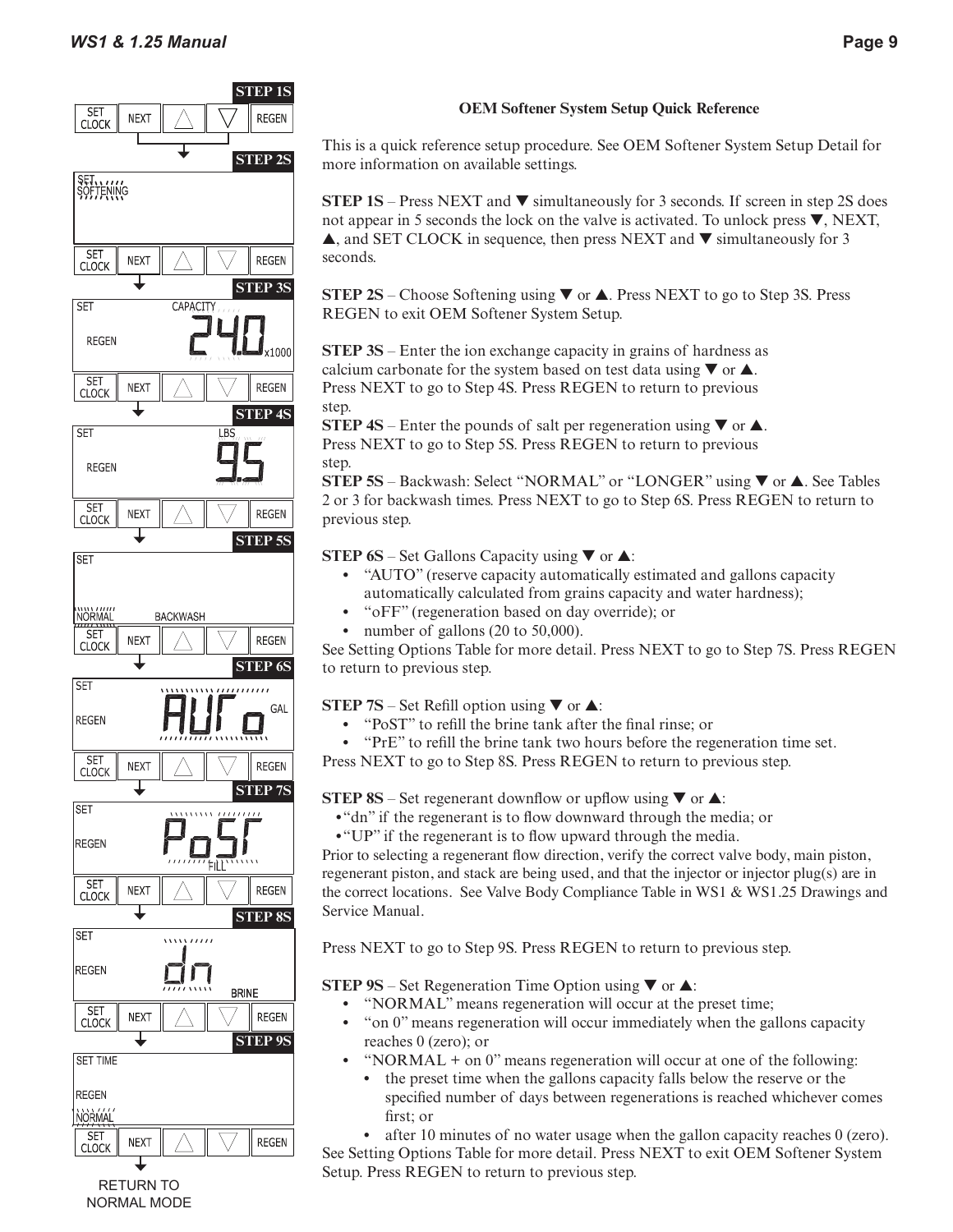**OEM Softener System Setup Quick Reference**

This is a quick reference setup procedure. See OEM Softener System Setup Detail for more information on available settings.

**STEP 1S** – Press NEXT and ▼ simultaneously for 3 seconds. If screen in step 2S does not appear in 5 seconds the lock on the valve is activated. To unlock press ▼, NEXT, ▲, and SET CLOCK in sequence, then press NEXT and ▼ simultaneously for 3 seconds.

**STEP 2S** – Choose Softening using ▼ or ▲. Press NEXT to go to Step 3S. Press REGEN to exit OEM Softener System Setup.

**STEP 3S** – Enter the ion exchange capacity in grains of hardness as calcium carbonate for the system based on test data using ▼ or ▲. Press NEXT to go to Step 4S. Press REGEN to return to previous step.

**STEP 4S** – Enter the pounds of salt per regeneration using ▼ or ▲. Press NEXT to go to Step 5S. Press REGEN to return to previous step.

**STEP 5S** – Backwash: Select "NORMAL" or "LONGER" using ▼ or ▲. See Tables 2 or 3 for backwash times. Press NEXT to go to Step 6S. Press REGEN to return to previous step.

**STEP 6S** – Set Gallons Capacity using ▼ or ▲:

- "AUTO" (reserve capacity automatically estimated and gallons capacity automatically calculated from grains capacity and water hardness);
- "oFF" (regeneration based on day override); or
- number of gallons (20 to 50,000).

See Setting Options Table for more detail. Press NEXT to go to Step 7S. Press REGEN to return to previous step.

**STEP 7S** – Set Refill option using ▼ or ▲:

- "PoST" to refill the brine tank after the final rinse; or
- "PrE" to refill the brine tank two hours before the regeneration time set.

Press NEXT to go to Step 8S. Press REGEN to return to previous step.

**STEP 8S** – Set regenerant downflow or upflow using ▼ or ▲:

- "dn" if the regenerant is to flow downward through the media; or
- "UP" if the regenerant is to flow upward through the media.

Prior to selecting a regenerant flow direction, verify the correct valve body, main piston, regenerant piston, and stack are being used, and that the injector or injector plug(s) are in the correct locations. See Valve Body Compliance Table in WS1 & WS1.25 Drawings and Service Manual.

Press NEXT to go to Step 9S. Press REGEN to return to previous step.

**STEP 9S** – Set Regeneration Time Option using ▼ or ▲:

- "NORMAL" means regeneration will occur at the preset time;
- "on 0" means regeneration will occur immediately when the gallons capacity reaches 0 (zero); or
- "NORMAL + on 0" means regeneration will occur at one of the following:
  - the preset time when the gallons capacity falls below the reserve or the specified number of days between regenerations is reached whichever comes first; or
  - after 10 minutes of no water usage when the gallon capacity reaches 0 (zero).

See Setting Options Table for more detail. Press NEXT to exit OEM Softener System Setup. Press REGEN to return to previous step.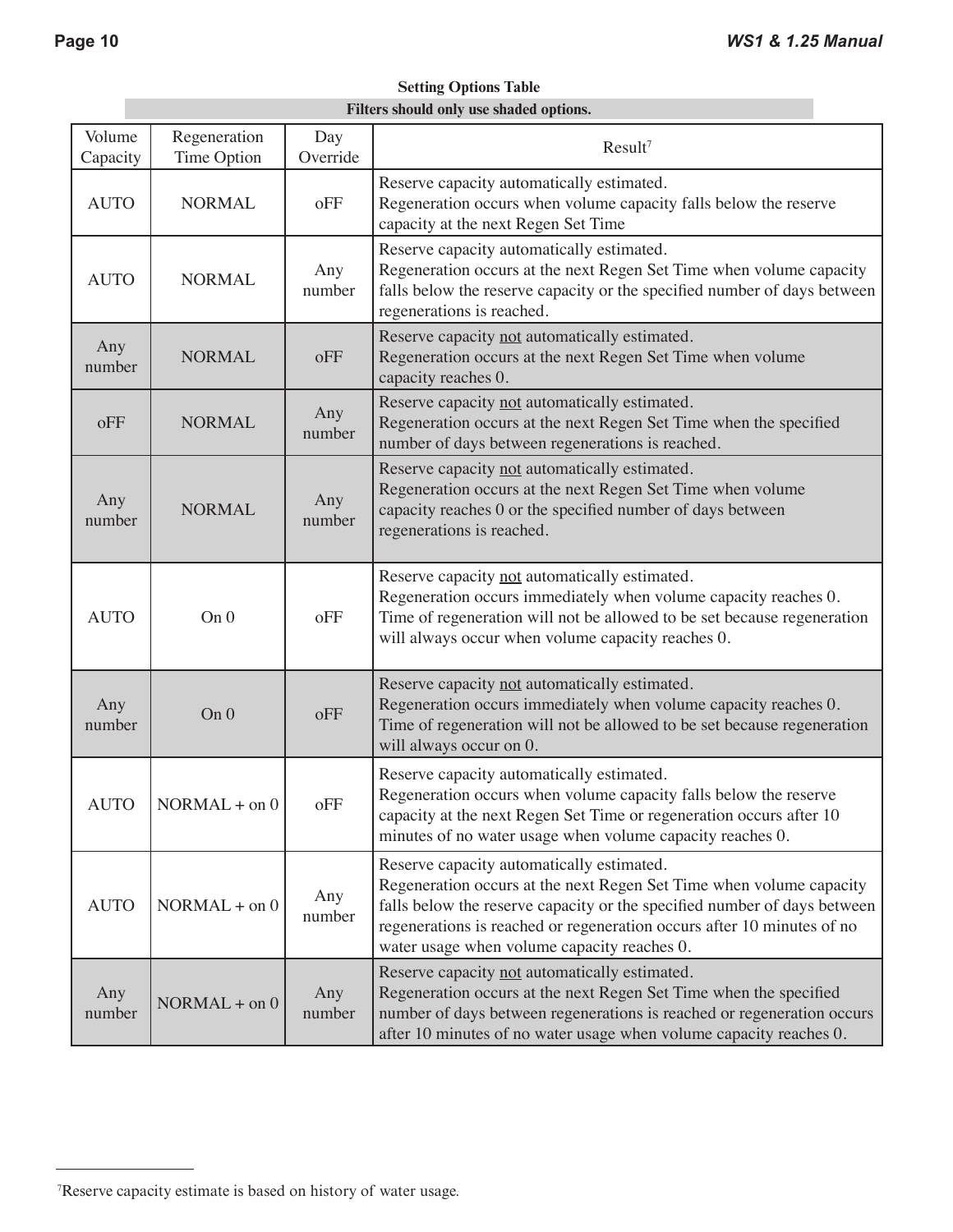**Setting Options Table**

**Filters should only use shaded options.**

| Volume Capacity | Regeneration Time Option | Day Override | Result[7] |
|---|---|---|---|
| AUTO | NORMAL | oFF | Reserve capacity automatically estimated. Regeneration occurs when volume capacity falls below the reserve capacity at the next Regen Set Time |
| AUTO | NORMAL | Any number | Reserve capacity automatically estimated. Regeneration occurs at the next Regen Set Time when volume capacity falls below the reserve capacity or the specified number of days between regenerations is reached. |
| Any number | NORMAL | oFF | Reserve capacity not automatically estimated. Regeneration occurs at the next Regen Set Time when volume capacity reaches 0. |
| oFF | NORMAL | Any number | Reserve capacity not automatically estimated. Regeneration occurs at the next Regen Set Time when the specified number of days between regenerations is reached. |
| Any number | NORMAL | Any number | Reserve capacity not automatically estimated. Regeneration occurs at the next Regen Set Time when volume capacity reaches 0 or the specified number of days between regenerations is reached. |
| AUTO | On 0 | oFF | Reserve capacity not automatically estimated. Regeneration occurs immediately when volume capacity reaches 0. Time of regeneration will not be allowed to be set because regeneration will always occur when volume capacity reaches 0. |
| Any number | On 0 | oFF | Reserve capacity not automatically estimated. Regeneration occurs immediately when volume capacity reaches 0. Time of regeneration will not be allowed to be set because regeneration will always occur on 0. |
| AUTO | NORMAL + on 0 | oFF | Reserve capacity automatically estimated. Regeneration occurs when volume capacity falls below the reserve capacity at the next Regen Set Time or regeneration occurs after 10 minutes of no water usage when volume capacity reaches 0. |
| AUTO | NORMAL + on 0 | Any number | Reserve capacity automatically estimated. Regeneration occurs at the next Regen Set Time when volume capacity falls below the reserve capacity or the specified number of days between regenerations is reached or regeneration occurs after 10 minutes of no water usage when volume capacity reaches 0. |
| Any number | NORMAL + on 0 | Any number | Reserve capacity not automatically estimated. Regeneration occurs at the next Regen Set Time when the specified number of days between regenerations is reached or regeneration occurs after 10 minutes of no water usage when volume capacity reaches 0. |

[7] Reserve capacity estimate is based on history of water usage.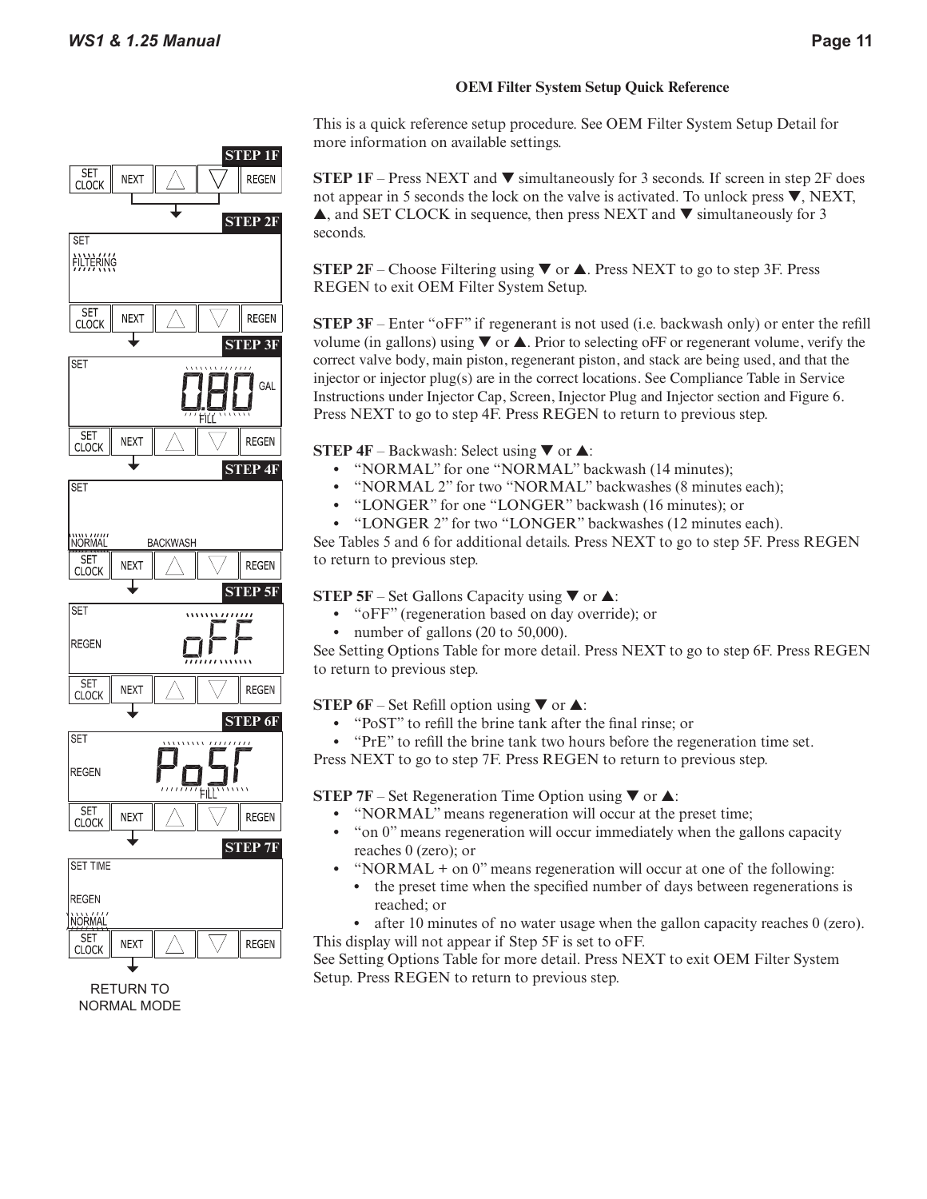## OEM Filter System Setup Quick Reference

This is a quick reference setup procedure. See OEM Filter System Setup Detail for more information on available settings.

**STEP 1F** – Press NEXT and ▼ simultaneously for 3 seconds. If screen in step 2F does not appear in 5 seconds the lock on the valve is activated. To unlock press ▼, NEXT, ▲, and SET CLOCK in sequence, then press NEXT and ▼ simultaneously for 3 seconds.

**STEP 2F** – Choose Filtering using ▼ or ▲. Press NEXT to go to step 3F. Press REGEN to exit OEM Filter System Setup.

**STEP 3F** – Enter "oFF" if regenerant is not used (i.e. backwash only) or enter the refill volume (in gallons) using ▼ or ▲. Prior to selecting oFF or regenerant volume, verify the correct valve body, main piston, regenerant piston, and stack are being used, and that the injector or injector plug(s) are in the correct locations. See Compliance Table in Service Instructions under Injector Cap, Screen, Injector Plug and Injector section and Figure 6. Press NEXT to go to step 4F. Press REGEN to return to previous step.

**STEP 4F** – Backwash: Select using ▼ or ▲:

- "NORMAL" for one "NORMAL" backwash (14 minutes);
- "NORMAL 2" for two "NORMAL" backwashes (8 minutes each);
- "LONGER" for one "LONGER" backwash (16 minutes); or
- "LONGER 2" for two "LONGER" backwashes (12 minutes each).

See Tables 5 and 6 for additional details. Press NEXT to go to step 5F. Press REGEN to return to previous step.

**STEP 5F** – Set Gallons Capacity using ▼ or ▲:

- "oFF" (regeneration based on day override); or
- number of gallons (20 to 50,000).

See Setting Options Table for more detail. Press NEXT to go to step 6F. Press REGEN to return to previous step.

**STEP 6F** – Set Refill option using ▼ or ▲:

- "PoST" to refill the brine tank after the final rinse; or
- "PrE" to refill the brine tank two hours before the regeneration time set.

Press NEXT to go to step 7F. Press REGEN to return to previous step.

**STEP 7F** – Set Regeneration Time Option using ▼ or ▲:

- "NORMAL" means regeneration will occur at the preset time;
- "on 0" means regeneration will occur immediately when the gallons capacity reaches 0 (zero); or
- "NORMAL + on 0" means regeneration will occur at one of the following:
  - the preset time when the specified number of days between regenerations is reached; or
  - after 10 minutes of no water usage when the gallon capacity reaches 0 (zero).

This display will not appear if Step 5F is set to oFF.

See Setting Options Table for more detail. Press NEXT to exit OEM Filter System Setup. Press REGEN to return to previous step.

STEP 1F: SET CLOCK | NEXT | △ | ▽ | REGEN

STEP 2F: SET FILTERING

STEP 3F: SET 0.80 GAL FILL

STEP 4F: SET NORMAL BACKWASH

STEP 5F: SET REGEN oFF

STEP 6F: SET REGEN PoST FILL

STEP 7F: SET TIME REGEN NORMAL

RETURN TO NORMAL MODE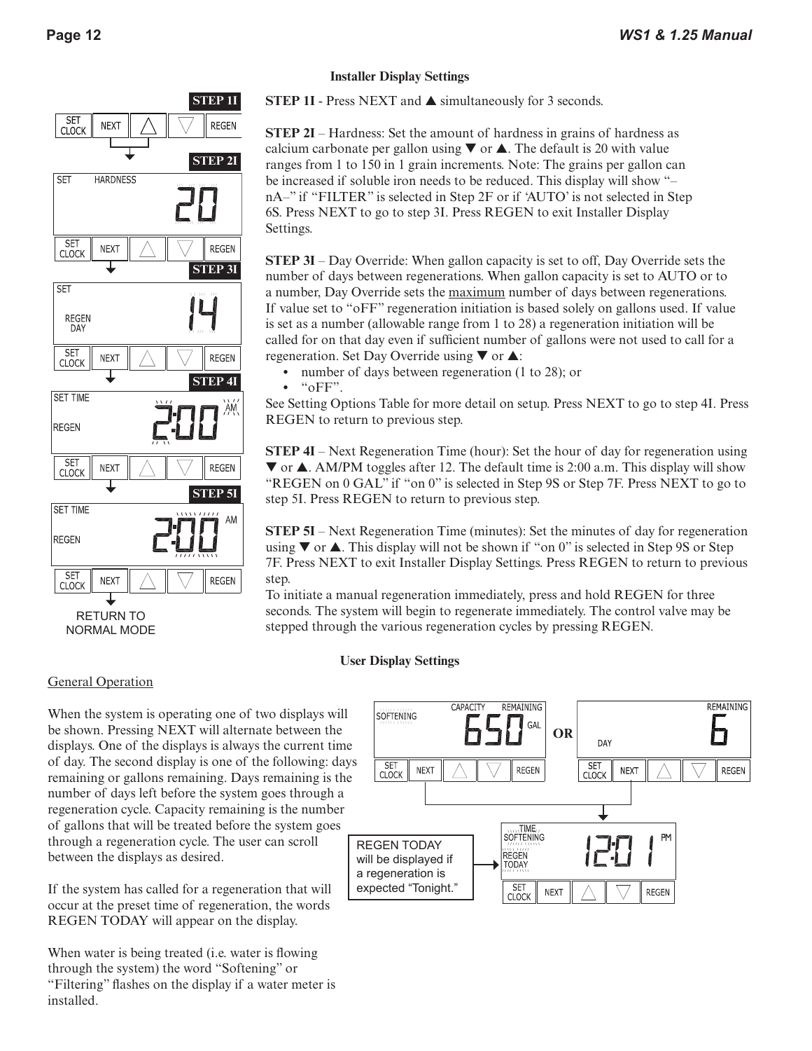## Installer Display Settings

**STEP 1I** - Press NEXT and ▲ simultaneously for 3 seconds.

**STEP 2I** – Hardness: Set the amount of hardness in grains of hardness as calcium carbonate per gallon using ▼ or ▲. The default is 20 with value ranges from 1 to 150 in 1 grain increments. Note: The grains per gallon can be increased if soluble iron needs to be reduced. This display will show "–nA–" if "FILTER" is selected in Step 2F or if 'AUTO' is not selected in Step 6S. Press NEXT to go to step 3I. Press REGEN to exit Installer Display Settings.

**STEP 3I** – Day Override: When gallon capacity is set to off, Day Override sets the number of days between regenerations. When gallon capacity is set to AUTO or to a number, Day Override sets the maximum number of days between regenerations. If value set to "oFF" regeneration initiation is based solely on gallons used. If value is set as a number (allowable range from 1 to 28) a regeneration initiation will be called for on that day even if sufficient number of gallons were not used to call for a regeneration. Set Day Override using ▼ or ▲:

- number of days between regeneration (1 to 28); or
- "oFF".

See Setting Options Table for more detail on setup. Press NEXT to go to step 4I. Press REGEN to return to previous step.

**STEP 4I** – Next Regeneration Time (hour): Set the hour of day for regeneration using ▼ or ▲. AM/PM toggles after 12. The default time is 2:00 a.m. This display will show "REGEN on 0 GAL" if "on 0" is selected in Step 9S or Step 7F. Press NEXT to go to step 5I. Press REGEN to return to previous step.

**STEP 5I** – Next Regeneration Time (minutes): Set the minutes of day for regeneration using ▼ or ▲. This display will not be shown if "on 0" is selected in Step 9S or Step 7F. Press NEXT to exit Installer Display Settings. Press REGEN to return to previous step.

To initiate a manual regeneration immediately, press and hold REGEN for three seconds. The system will begin to regenerate immediately. The control valve may be stepped through the various regeneration cycles by pressing REGEN.

STEP 1I: SET CLOCK | NEXT | ▲ | ▼ | REGEN

STEP 2I: SET HARDNESS 20

STEP 3I: SET REGEN DAY 14

STEP 4I: SET TIME REGEN 2:00 AM

STEP 5I: SET TIME REGEN 2:00 AM

RETURN TO NORMAL MODE

## User Display Settings

### General Operation

When the system is operating one of two displays will be shown. Pressing NEXT will alternate between the displays. One of the displays is always the current time of day. The second display is one of the following: days remaining or gallons remaining. Days remaining is the number of days left before the system goes through a regeneration cycle. Capacity remaining is the number of gallons that will be treated before the system goes through a regeneration cycle. The user can scroll between the displays as desired.

If the system has called for a regeneration that will occur at the preset time of regeneration, the words REGEN TODAY will appear on the display.

When water is being treated (i.e. water is flowing through the system) the word "Softening" or "Filtering" flashes on the display if a water meter is installed.

SOFTENING CAPACITY REMAINING 650 GAL **OR** REMAINING DAY 6

TIME SOFTENING REGEN TODAY 12:01 PM

REGEN TODAY will be displayed if a regeneration is expected "Tonight."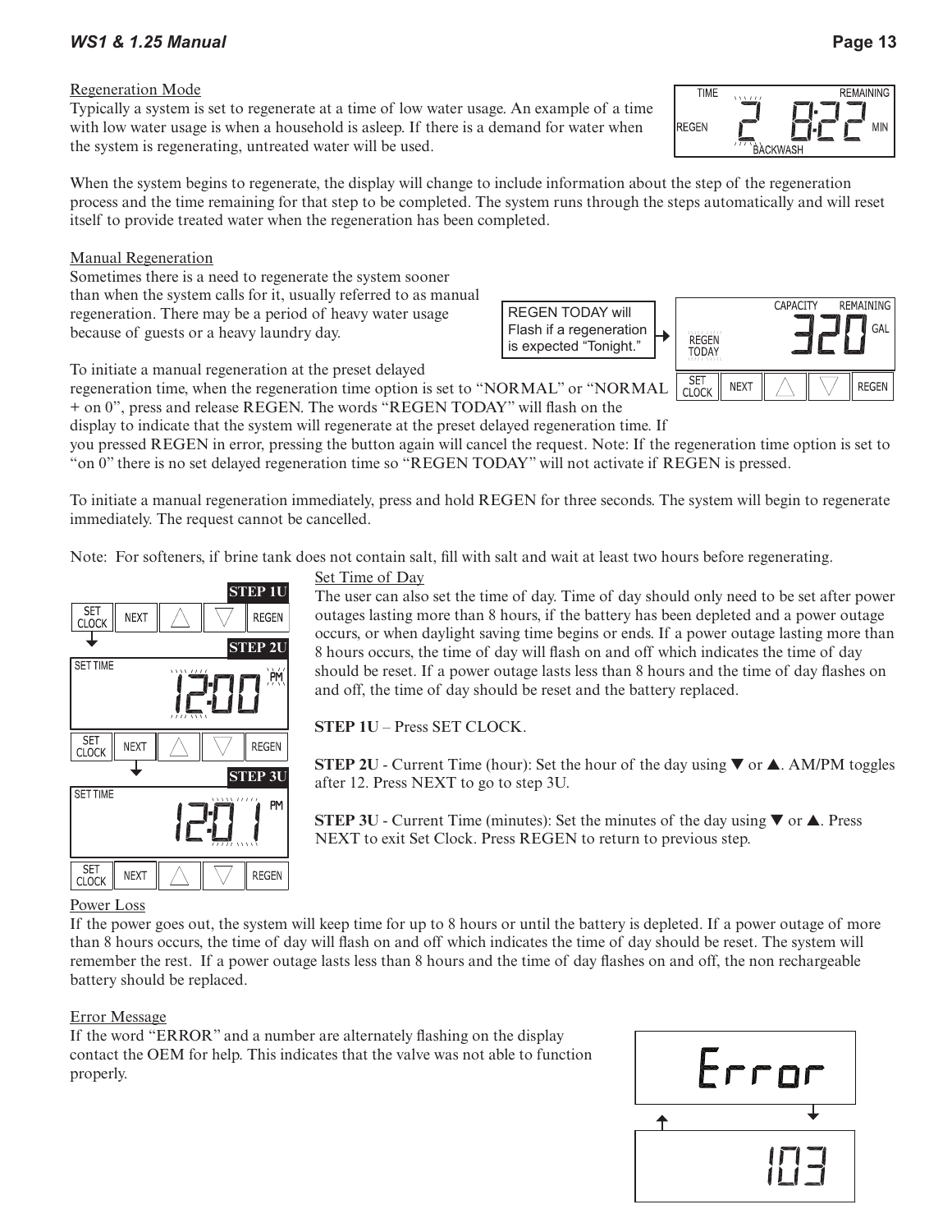## Regeneration Mode

Typically a system is set to regenerate at a time of low water usage. An example of a time with low water usage is when a household is asleep. If there is a demand for water when the system is regenerating, untreated water will be used.

When the system begins to regenerate, the display will change to include information about the step of the regeneration process and the time remaining for that step to be completed. The system runs through the steps automatically and will reset itself to provide treated water when the regeneration has been completed.

## Manual Regeneration

Sometimes there is a need to regenerate the system sooner than when the system calls for it, usually referred to as manual regeneration. There may be a period of heavy water usage because of guests or a heavy laundry day.

REGEN TODAY will Flash if a regeneration is expected "Tonight."

To initiate a manual regeneration at the preset delayed regeneration time, when the regeneration time option is set to "NORMAL" or "NORMAL + on 0", press and release REGEN. The words "REGEN TODAY" will flash on the display to indicate that the system will regenerate at the preset delayed regeneration time. If you pressed REGEN in error, pressing the button again will cancel the request. Note: If the regeneration time option is set to "on 0" there is no set delayed regeneration time so "REGEN TODAY" will not activate if REGEN is pressed.

To initiate a manual regeneration immediately, press and hold REGEN for three seconds. The system will begin to regenerate immediately. The request cannot be cancelled.

Note: For softeners, if brine tank does not contain salt, fill with salt and wait at least two hours before regenerating.

## Set Time of Day

The user can also set the time of day. Time of day should only need to be set after power outages lasting more than 8 hours, if the battery has been depleted and a power outage occurs, or when daylight saving time begins or ends. If a power outage lasting more than 8 hours occurs, the time of day will flash on and off which indicates the time of day should be reset. If a power outage lasts less than 8 hours and the time of day flashes on and off, the time of day should be reset and the battery replaced.

**STEP 1U** – Press SET CLOCK.

**STEP 2U** - Current Time (hour): Set the hour of the day using ▼ or ▲. AM/PM toggles after 12. Press NEXT to go to step 3U.

**STEP 3U** - Current Time (minutes): Set the minutes of the day using ▼ or ▲. Press NEXT to exit Set Clock. Press REGEN to return to previous step.

## Power Loss

If the power goes out, the system will keep time for up to 8 hours or until the battery is depleted. If a power outage of more than 8 hours occurs, the time of day will flash on and off which indicates the time of day should be reset. The system will remember the rest. If a power outage lasts less than 8 hours and the time of day flashes on and off, the non rechargeable battery should be replaced.

## Error Message

If the word "ERROR" and a number are alternately flashing on the display contact the OEM for help. This indicates that the valve was not able to function properly.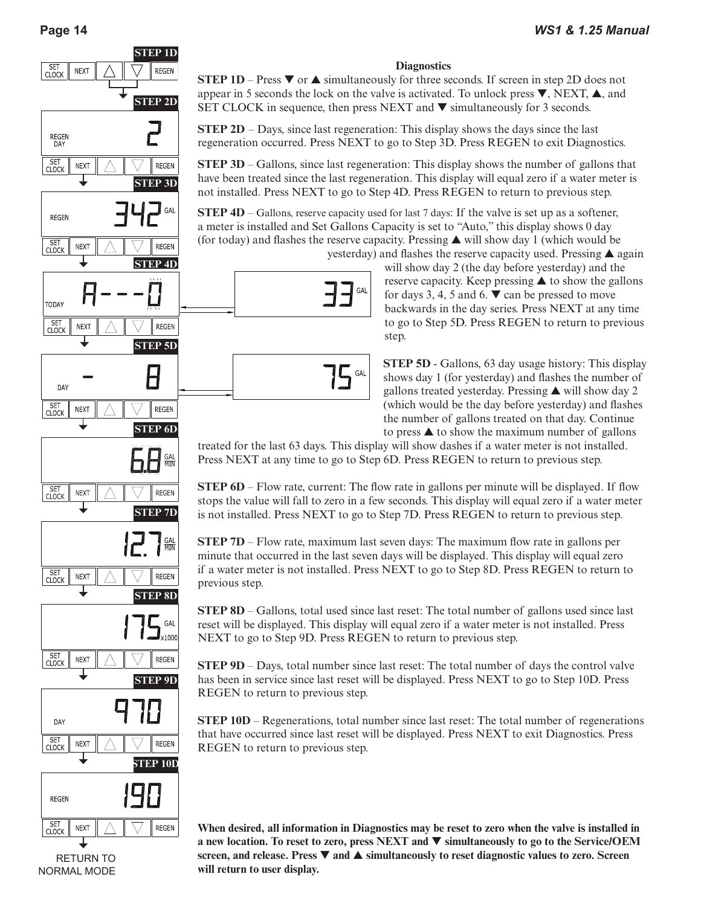## Diagnostics

**STEP 1D** – Press ▼ or ▲ simultaneously for three seconds. If screen in step 2D does not appear in 5 seconds the lock on the valve is activated. To unlock press ▼, NEXT, ▲, and SET CLOCK in sequence, then press NEXT and ▼ simultaneously for 3 seconds.

**STEP 2D** – Days, since last regeneration: This display shows the days since the last regeneration occurred. Press NEXT to go to Step 3D. Press REGEN to exit Diagnostics.

**STEP 3D** – Gallons, since last regeneration: This display shows the number of gallons that have been treated since the last regeneration. This display will equal zero if a water meter is not installed. Press NEXT to go to Step 4D. Press REGEN to return to previous step.

**STEP 4D** – Gallons, reserve capacity used for last 7 days: If the valve is set up as a softener, a meter is installed and Set Gallons Capacity is set to "Auto," this display shows 0 day (for today) and flashes the reserve capacity. Pressing ▲ will show day 1 (which would be yesterday) and flashes the reserve capacity used. Pressing ▲ again will show day 2 (the day before yesterday) and the reserve capacity. Keep pressing ▲ to show the gallons for days 3, 4, 5 and 6. ▼ can be pressed to move backwards in the day series. Press NEXT at any time to go to Step 5D. Press REGEN to return to previous step.

**STEP 5D** - Gallons, 63 day usage history: This display shows day 1 (for yesterday) and flashes the number of gallons treated yesterday. Pressing ▲ will show day 2 (which would be the day before yesterday) and flashes the number of gallons treated on that day. Continue to press ▲ to show the maximum number of gallons treated for the last 63 days. This display will show dashes if a water meter is not installed. Press NEXT at any time to go to Step 6D. Press REGEN to return to previous step.

**STEP 6D** – Flow rate, current: The flow rate in gallons per minute will be displayed. If flow stops the value will fall to zero in a few seconds. This display will equal zero if a water meter is not installed. Press NEXT to go to Step 7D. Press REGEN to return to previous step.

**STEP 7D** – Flow rate, maximum last seven days: The maximum flow rate in gallons per minute that occurred in the last seven days will be displayed. This display will equal zero if a water meter is not installed. Press NEXT to go to Step 8D. Press REGEN to return to previous step.

**STEP 8D** – Gallons, total used since last reset: The total number of gallons used since last reset will be displayed. This display will equal zero if a water meter is not installed. Press NEXT to go to Step 9D. Press REGEN to return to previous step.

**STEP 9D** – Days, total number since last reset: The total number of days the control valve has been in service since last reset will be displayed. Press NEXT to go to Step 10D. Press REGEN to return to previous step.

**STEP 10D** – Regenerations, total number since last reset: The total number of regenerations that have occurred since last reset will be displayed. Press NEXT to exit Diagnostics. Press REGEN to return to previous step.

**When desired, all information in Diagnostics may be reset to zero when the valve is installed in a new location. To reset to zero, press NEXT and ▼ simultaneously to go to the Service/OEM screen, and release. Press ▼ and ▲ simultaneously to reset diagnostic values to zero. Screen will return to user display.**

STEP 1D: SET CLOCK | NEXT | ▲ | ▼ | REGEN

STEP 2D: REGEN DAY 2

STEP 3D: REGEN 342 GAL

STEP 4D: TODAY A---0 → 33 GAL

STEP 5D: DAY - 8 → 75 GAL

STEP 6D: 6.8 GAL/MIN

STEP 7D: 12.7 GAL/MIN

STEP 8D: 175 GAL x1000

STEP 9D: DAY 970

STEP 10D: REGEN 190

RETURN TO NORMAL MODE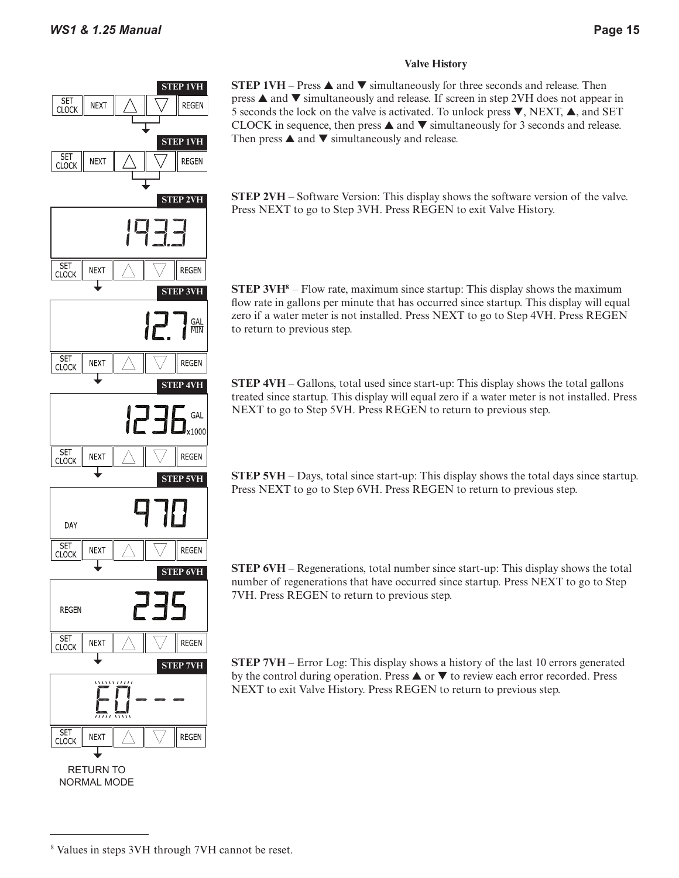## Valve History

**STEP 1VH** – Press ▲ and ▼ simultaneously for three seconds and release. Then press ▲ and ▼ simultaneously and release. If screen in step 2VH does not appear in 5 seconds the lock on the valve is activated. To unlock press ▼, NEXT, ▲, and SET CLOCK in sequence, then press ▲ and ▼ simultaneously for 3 seconds and release. Then press ▲ and ▼ simultaneously and release.

**STEP 2VH** – Software Version: This display shows the software version of the valve. Press NEXT to go to Step 3VH. Press REGEN to exit Valve History.

**STEP 3VH**[8] – Flow rate, maximum since startup: This display shows the maximum flow rate in gallons per minute that has occurred since startup. This display will equal zero if a water meter is not installed. Press NEXT to go to Step 4VH. Press REGEN to return to previous step.

**STEP 4VH** – Gallons, total used since start-up: This display shows the total gallons treated since startup. This display will equal zero if a water meter is not installed. Press NEXT to go to Step 5VH. Press REGEN to return to previous step.

**STEP 5VH** – Days, total since start-up: This display shows the total days since startup. Press NEXT to go to Step 6VH. Press REGEN to return to previous step.

**STEP 6VH** – Regenerations, total number since start-up: This display shows the total number of regenerations that have occurred since startup. Press NEXT to go to Step 7VH. Press REGEN to return to previous step.

**STEP 7VH** – Error Log: This display shows a history of the last 10 errors generated by the control during operation. Press ▲ or ▼ to review each error recorded. Press NEXT to exit Valve History. Press REGEN to return to previous step.

STEP 1VH

SET CLOCK | NEXT | ▲ | ▼ | REGEN

STEP 1VH

SET CLOCK | NEXT | ▲ | ▼ | REGEN

STEP 2VH

193.3

SET CLOCK | NEXT | ▲ | ▼ | REGEN

STEP 3VH

12.7 GAL/MIN

SET CLOCK | NEXT | ▲ | ▼ | REGEN

STEP 4VH

1236 GAL x1000

SET CLOCK | NEXT | ▲ | ▼ | REGEN

STEP 5VH

DAY 970

SET CLOCK | NEXT | ▲ | ▼ | REGEN

STEP 6VH

REGEN 235

SET CLOCK | NEXT | ▲ | ▼ | REGEN

STEP 7VH

E0- - -

SET CLOCK | NEXT | ▲ | ▼ | REGEN

RETURN TO NORMAL MODE

---

[8] Values in steps 3VH through 7VH cannot be reset.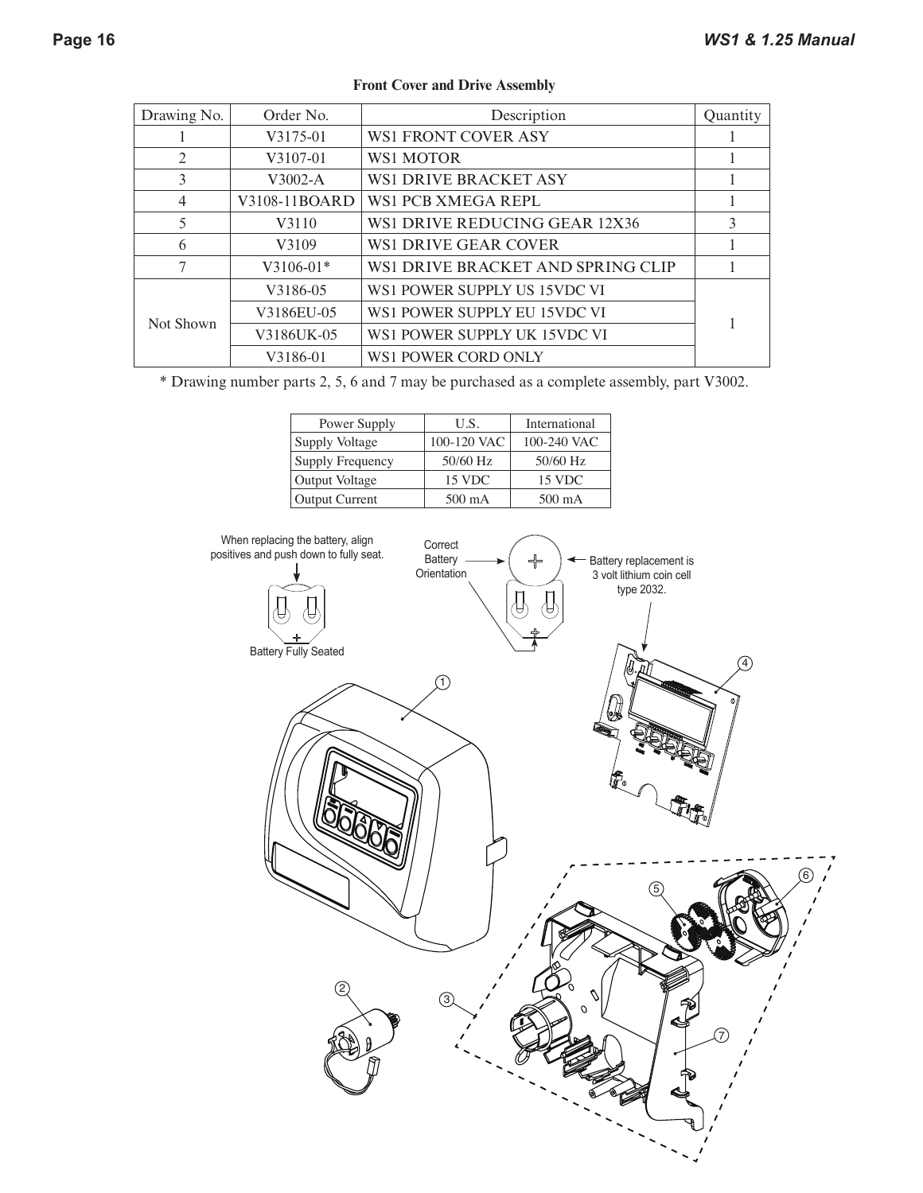**Front Cover and Drive Assembly**

| Drawing No. | Order No. | Description | Quantity |
|---|---|---|---|
| 1 | V3175-01 | WS1 FRONT COVER ASY | 1 |
| 2 | V3107-01 | WS1 MOTOR | 1 |
| 3 | V3002-A | WS1 DRIVE BRACKET ASY | 1 |
| 4 | V3108-11BOARD | WS1 PCB XMEGA REPL | 1 |
| 5 | V3110 | WS1 DRIVE REDUCING GEAR 12X36 | 3 |
| 6 | V3109 | WS1 DRIVE GEAR COVER | 1 |
| 7 | V3106-01* | WS1 DRIVE BRACKET AND SPRING CLIP | 1 |
| Not Shown | V3186-05 | WS1 POWER SUPPLY US 15VDC VI | 1 |
| | V3186EU-05 | WS1 POWER SUPPLY EU 15VDC VI | |
| | V3186UK-05 | WS1 POWER SUPPLY UK 15VDC VI | |
| | V3186-01 | WS1 POWER CORD ONLY | |

\* Drawing number parts 2, 5, 6 and 7 may be purchased as a complete assembly, part V3002.

| Power Supply | U.S. | International |
|---|---|---|
| Supply Voltage | 100-120 VAC | 100-240 VAC |
| Supply Frequency | 50/60 Hz | 50/60 Hz |
| Output Voltage | 15 VDC | 15 VDC |
| Output Current | 500 mA | 500 mA |

When replacing the battery, align positives and push down to fully seat.

Battery Fully Seated

Correct Battery Orientation

Battery replacement is 3 volt lithium coin cell type 2032.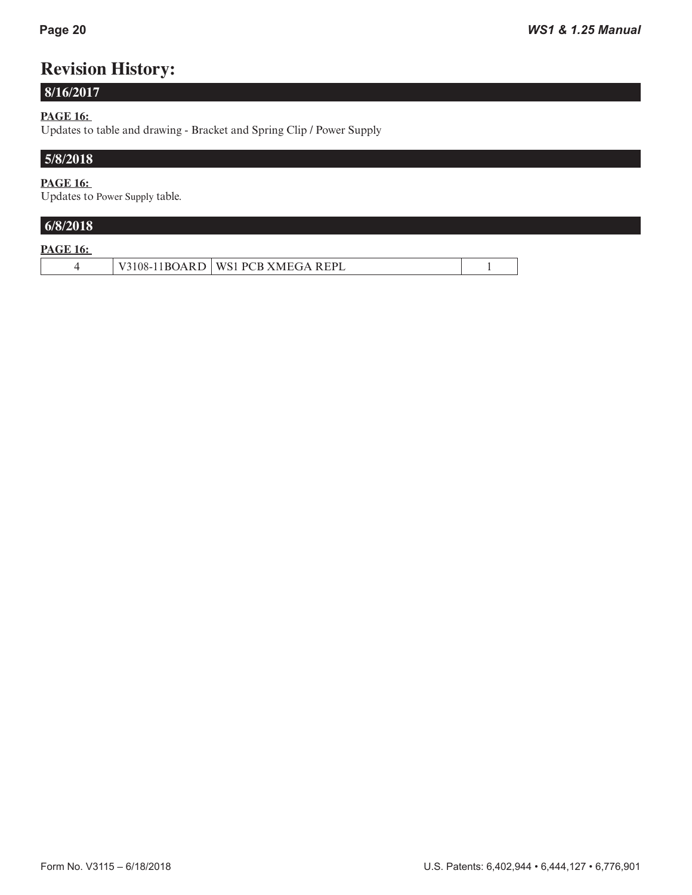# Revision History:

## 8/16/2017

**PAGE 16:**
Updates to table and drawing - Bracket and Spring Clip / Power Supply

## 5/8/2018

**PAGE 16:**
Updates to Power Supply table.

## 6/8/2018

**PAGE 16:**

| | | | |
|---|---|---|---|
| 4 | V3108-11BOARD | WS1 PCB XMEGA REPL | 1 |

Form No. V3115 – 6/18/2018

U.S. Patents: 6,402,944 • 6,444,127 • 6,776,901